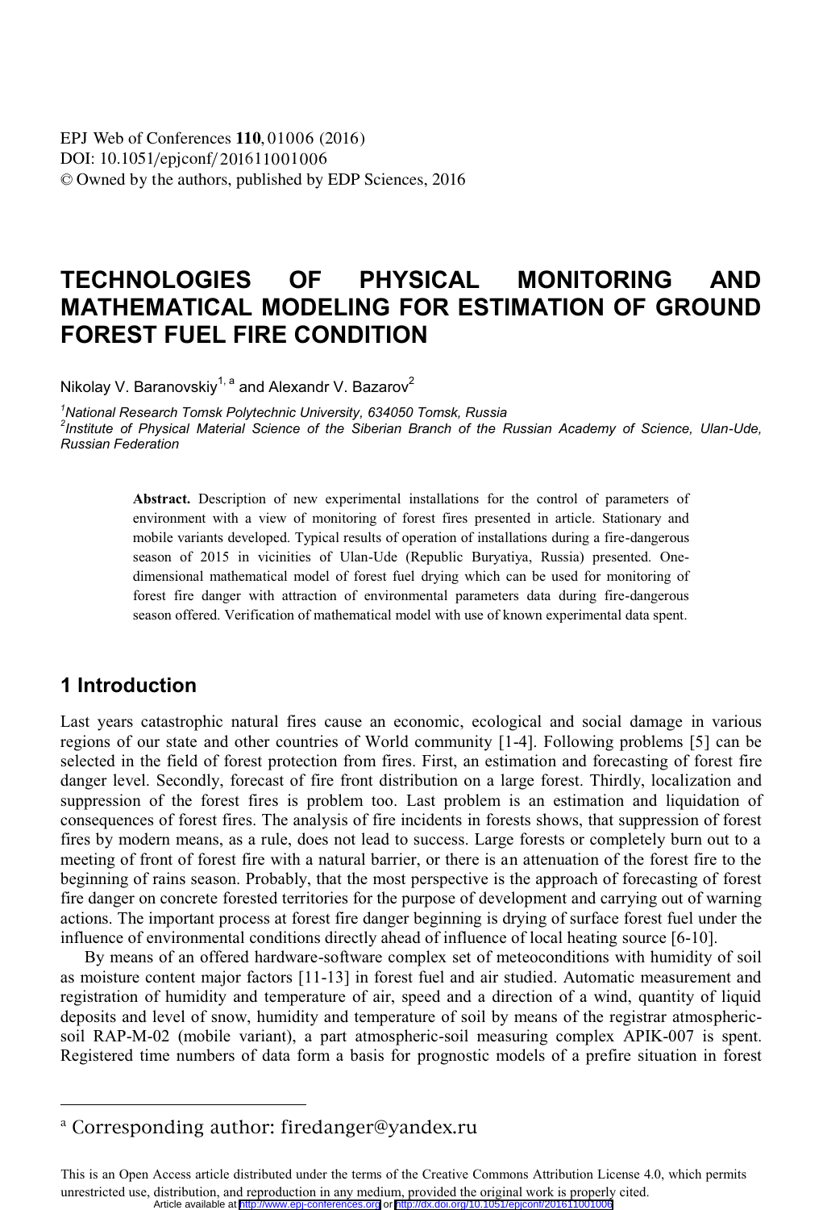# TECHNOLOGIES OF PHYSICAL MONITORING AND MATHEMATICAL MODELING FOR ESTIMATION OF GROUND FOREST FUEL FIRE CONDITION

Nikolay V. Baranovskiy[1, a] and Alexandr V. Bazarov[2]

[1]*National Research Tomsk Polytechnic University, 634050 Tomsk, Russia*
[2]*Institute of Physical Material Science of the Siberian Branch of the Russian Academy of Science, Ulan-Ude, Russian Federation*

**Abstract.** Description of new experimental installations for the control of parameters of environment with a view of monitoring of forest fires presented in article. Stationary and mobile variants developed. Typical results of operation of installations during a fire-dangerous season of 2015 in vicinities of Ulan-Ude (Republic Buryatiya, Russia) presented. One-dimensional mathematical model of forest fuel drying which can be used for monitoring of forest fire danger with attraction of environmental parameters data during fire-dangerous season offered. Verification of mathematical model with use of known experimental data spent.

## 1 Introduction

Last years catastrophic natural fires cause an economic, ecological and social damage in various regions of our state and other countries of World community [1-4]. Following problems [5] can be selected in the field of forest protection from fires. First, an estimation and forecasting of forest fire danger level. Secondly, forecast of fire front distribution on a large forest. Thirdly, localization and suppression of the forest fires is problem too. Last problem is an estimation and liquidation of consequences of forest fires. The analysis of fire incidents in forests shows, that suppression of forest fires by modern means, as a rule, does not lead to success. Large forests or completely burn out to a meeting of front of forest fire with a natural barrier, or there is an attenuation of the forest fire to the beginning of rains season. Probably, that the most perspective is the approach of forecasting of forest fire danger on concrete forested territories for the purpose of development and carrying out of warning actions. The important process at forest fire danger beginning is drying of surface forest fuel under the influence of environmental conditions directly ahead of influence of local heating source [6-10].

By means of an offered hardware-software complex set of meteoconditions with humidity of soil as moisture content major factors [11-13] in forest fuel and air studied. Automatic measurement and registration of humidity and temperature of air, speed and a direction of a wind, quantity of liquid deposits and level of snow, humidity and temperature of soil by means of the registrar atmospheric-soil RAP-M-02 (mobile variant), a part atmospheric-soil measuring complex APIK-007 is spent. Registered time numbers of data form a basis for prognostic models of a prefire situation in forest

[a] Corresponding author: firedanger@yandex.ru

This is an Open Access article distributed under the terms of the Creative Commons Attribution License 4.0, which permits unrestricted use, distribution, and reproduction in any medium, provided the original work is properly cited.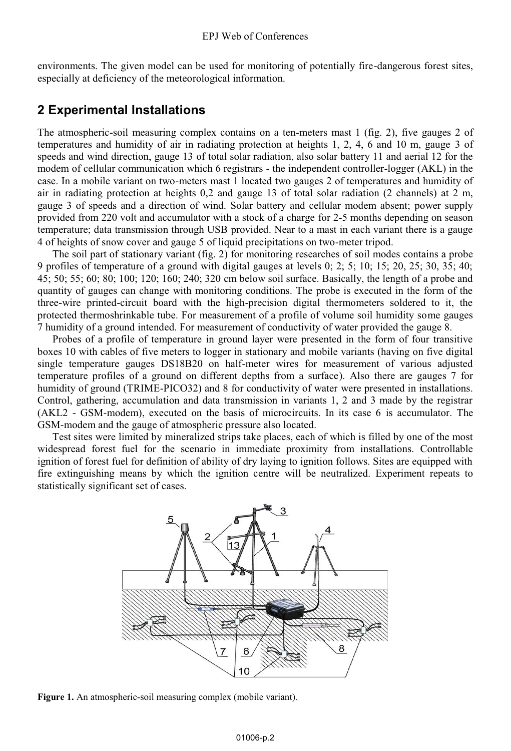environments. The given model can be used for monitoring of potentially fire-dangerous forest sites, especially at deficiency of the meteorological information.

## 2 Experimental Installations

The atmospheric-soil measuring complex contains on a ten-meters mast 1 (fig. 2), five gauges 2 of temperatures and humidity of air in radiating protection at heights 1, 2, 4, 6 and 10 m, gauge 3 of speeds and wind direction, gauge 13 of total solar radiation, also solar battery 11 and aerial 12 for the modem of cellular communication which 6 registrars - the independent controller-logger (AKL) in the case. In a mobile variant on two-meters mast 1 located two gauges 2 of temperatures and humidity of air in radiating protection at heights 0,2 and gauge 13 of total solar radiation (2 channels) at 2 m, gauge 3 of speeds and a direction of wind. Solar battery and cellular modem absent; power supply provided from 220 volt and accumulator with a stock of a charge for 2-5 months depending on season temperature; data transmission through USB provided. Near to a mast in each variant there is a gauge 4 of heights of snow cover and gauge 5 of liquid precipitations on two-meter tripod.

The soil part of stationary variant (fig. 2) for monitoring researches of soil modes contains a probe 9 profiles of temperature of a ground with digital gauges at levels 0; 2; 5; 10; 15; 20, 25; 30, 35; 40; 45; 50; 55; 60; 80; 100; 120; 160; 240; 320 cm below soil surface. Basically, the length of a probe and quantity of gauges can change with monitoring conditions. The probe is executed in the form of the three-wire printed-circuit board with the high-precision digital thermometers soldered to it, the protected thermoshrinkable tube. For measurement of a profile of volume soil humidity some gauges 7 humidity of a ground intended. For measurement of conductivity of water provided the gauge 8.

Probes of a profile of temperature in ground layer were presented in the form of four transitive boxes 10 with cables of five meters to logger in stationary and mobile variants (having on five digital single temperature gauges DS18B20 on half-meter wires for measurement of various adjusted temperature profiles of a ground on different depths from a surface). Also there are gauges 7 for humidity of ground (TRIME-PICO32) and 8 for conductivity of water were presented in installations. Control, gathering, accumulation and data transmission in variants 1, 2 and 3 made by the registrar (AKL2 - GSM-modem), executed on the basis of microcircuits. In its case 6 is accumulator. The GSM-modem and the gauge of atmospheric pressure also located.

Test sites were limited by mineralized strips take places, each of which is filled by one of the most widespread forest fuel for the scenario in immediate proximity from installations. Controllable ignition of forest fuel for definition of ability of dry laying to ignition follows. Sites are equipped with fire extinguishing means by which the ignition centre will be neutralized. Experiment repeats to statistically significant set of cases.

**Figure 1.** An atmospheric-soil measuring complex (mobile variant).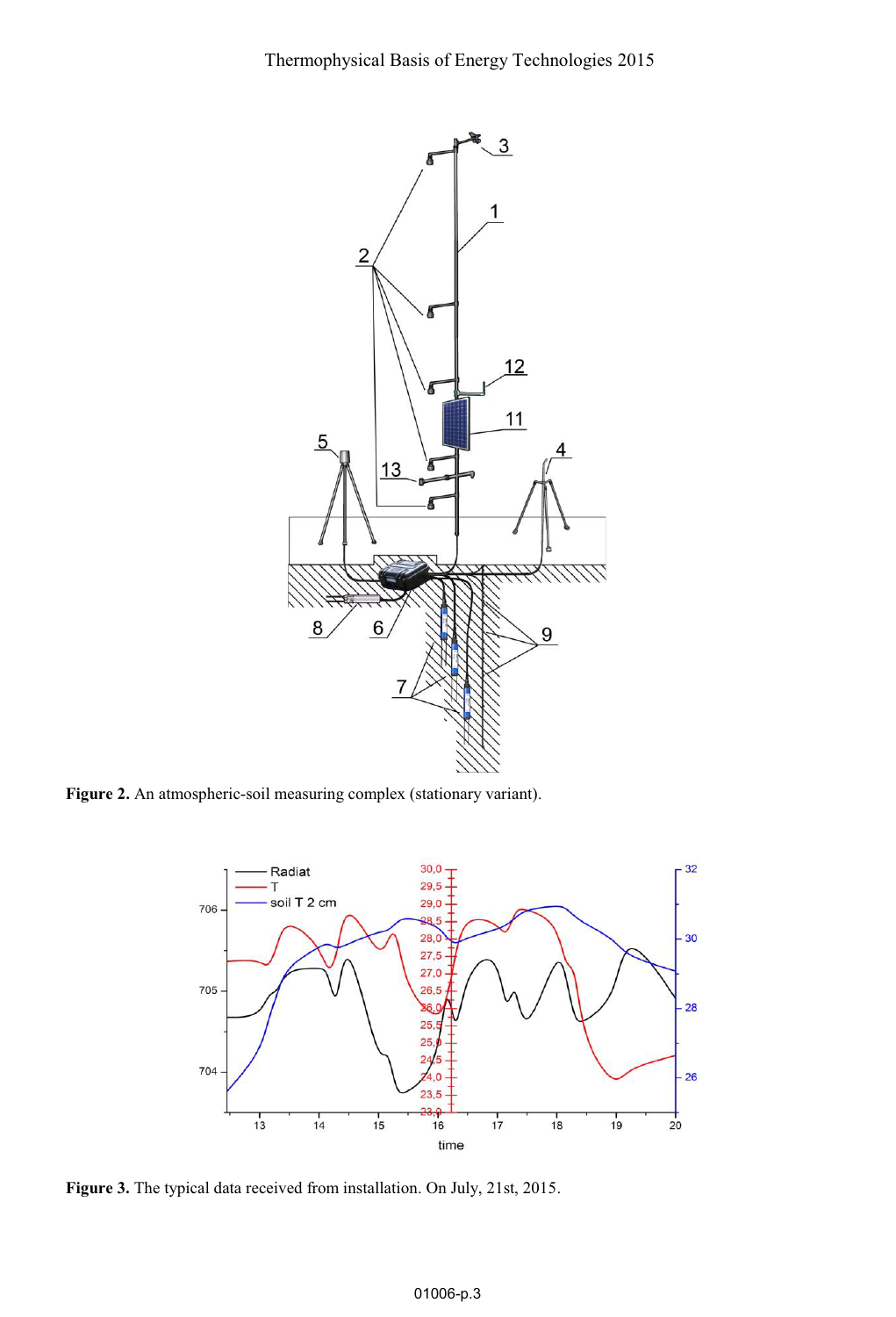**Figure 2.** An atmospheric-soil measuring complex (stationary variant).

**Figure 3.** The typical data received from installation. On July, 21st, 2015.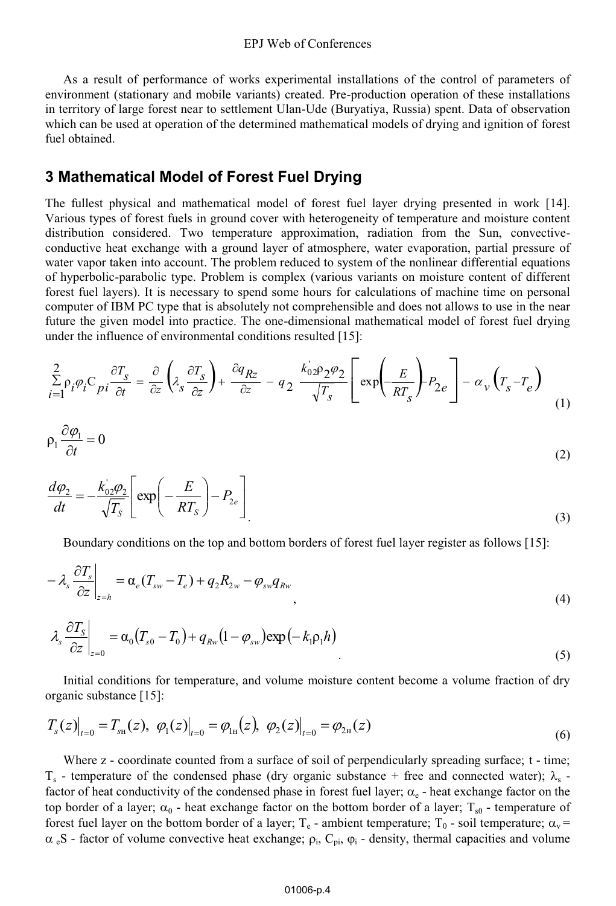As a result of performance of works experimental installations of the control of parameters of environment (stationary and mobile variants) created. Pre-production operation of these installations in territory of large forest near to settlement Ulan-Ude (Buryatiya, Russia) spent. Data of observation which can be used at operation of the determined mathematical models of drying and ignition of forest fuel obtained.

## 3 Mathematical Model of Forest Fuel Drying

The fullest physical and mathematical model of forest fuel layer drying presented in work [14]. Various types of forest fuels in ground cover with heterogeneity of temperature and moisture content distribution considered. Two temperature approximation, radiation from the Sun, convective-conductive heat exchange with a ground layer of atmosphere, water evaporation, partial pressure of water vapor taken into account. The problem reduced to system of the nonlinear differential equations of hyperbolic-parabolic type. Problem is complex (various variants on moisture content of different forest fuel layers). It is necessary to spend some hours for calculations of machine time on personal computer of IBM PC type that is absolutely not comprehensible and does not allows to use in the near future the given model into practice. The one-dimensional mathematical model of forest fuel drying under the influence of environmental conditions resulted [15]:

$$\sum_{i=1}^{2} \rho_i \varphi_i C_{pi} \frac{\partial T_S}{\partial t} = \frac{\partial}{\partial z}\left(\lambda_S \frac{\partial T_S}{\partial z}\right) + \frac{\partial q_{Rz}}{\partial z} - q_2 \frac{k'_{02}\rho_2\varphi_2}{\sqrt{T_S}}\left[\exp\left(-\frac{E}{RT_S}\right) - P_{2e}\right] - \alpha_V\left(T_S - T_e\right) \tag{1}$$

$$\rho_1 \frac{\partial \varphi_1}{\partial t} = 0 \tag{2}$$

$$\frac{d\varphi_2}{dt} = -\frac{k'_{02}\varphi_2}{\sqrt{T_S}}\left[\exp\left(-\frac{E}{RT_S}\right) - P_{2e}\right]. \tag{3}$$

Boundary conditions on the top and bottom borders of forest fuel layer register as follows [15]:

$$-\lambda_s \left.\frac{\partial T_s}{\partial z}\right|_{z=h} = \alpha_e (T_{sw} - T_e) + q_2 R_{2w} - \varphi_{sw} q_{Rw}, \tag{4}$$

$$\lambda_s \left.\frac{\partial T_S}{\partial z}\right|_{z=0} = \alpha_0 \left(T_{s0} - T_0\right) + q_{Rw}\left(1 - \varphi_{sw}\right)\exp\left(-k_1 \rho_1 h\right). \tag{5}$$

Initial conditions for temperature, and volume moisture content become a volume fraction of dry organic substance [15]:

$$T_s(z)\big|_{t=0} = T_{s\text{н}}(z),\ \varphi_1(z)\big|_{t=0} = \varphi_{1\text{н}}(z),\ \varphi_2(z)\big|_{t=0} = \varphi_{2\text{н}}(z) \tag{6}$$

Where z - coordinate counted from a surface of soil of perpendicularly spreading surface; t - time; $T_s$ - temperature of the condensed phase (dry organic substance + free and connected water); $\lambda_s$ - factor of heat conductivity of the condensed phase in forest fuel layer; $\alpha_e$ - heat exchange factor on the top border of a layer; $\alpha_0$ - heat exchange factor on the bottom border of a layer; $T_{s0}$ - temperature of forest fuel layer on the bottom border of a layer; $T_e$ - ambient temperature; $T_0$ - soil temperature; $\alpha_v = \alpha_e S$ - factor of volume convective heat exchange; $\rho_i$, $C_{pi}$, $\varphi_i$ - density, thermal capacities and volume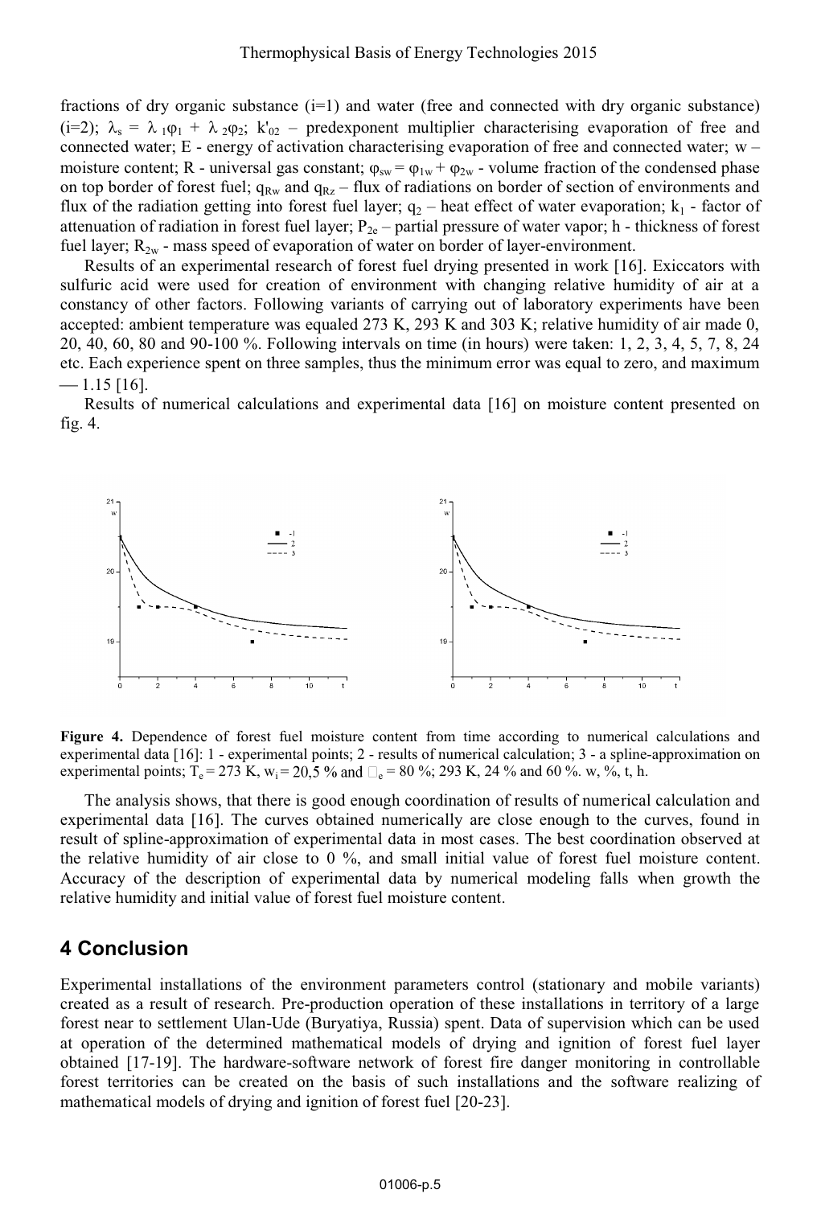fractions of dry organic substance (i=1) and water (free and connected with dry organic substance) (i=2); $\lambda_s = \lambda_1\varphi_1 + \lambda_2\varphi_2$; $k'_{02}$ – predexponent multiplier characterising evaporation of free and connected water; E - energy of activation characterising evaporation of free and connected water; w – moisture content; R - universal gas constant; $\varphi_{sw} = \varphi_{1w} + \varphi_{2w}$ - volume fraction of the condensed phase on top border of forest fuel; $q_{Rw}$ and $q_{Rz}$ – flux of radiations on border of section of environments and flux of the radiation getting into forest fuel layer; $q_2$ – heat effect of water evaporation; $k_1$ - factor of attenuation of radiation in forest fuel layer; $P_{2e}$ – partial pressure of water vapor; h - thickness of forest fuel layer; $R_{2w}$ - mass speed of evaporation of water on border of layer-environment.

Results of an experimental research of forest fuel drying presented in work [16]. Exiccators with sulfuric acid were used for creation of environment with changing relative humidity of air at a constancy of other factors. Following variants of carrying out of laboratory experiments have been accepted: ambient temperature was equaled 273 K, 293 K and 303 K; relative humidity of air made 0, 20, 40, 60, 80 and 90-100 %. Following intervals on time (in hours) were taken: 1, 2, 3, 4, 5, 7, 8, 24 etc. Each experience spent on three samples, thus the minimum error was equal to zero, and maximum — 1.15 [16].

Results of numerical calculations and experimental data [16] on moisture content presented on fig. 4.

**Figure 4.** Dependence of forest fuel moisture content from time according to numerical calculations and experimental data [16]: 1 - experimental points; 2 - results of numerical calculation; 3 - a spline-approximation on experimental points; $T_e$ = 273 K, $w_i$ = 20,5 % and $\varphi_e$ = 80 %; 293 K, 24 % and 60 %. w, %, t, h.

The analysis shows, that there is good enough coordination of results of numerical calculation and experimental data [16]. The curves obtained numerically are close enough to the curves, found in result of spline-approximation of experimental data in most cases. The best coordination observed at the relative humidity of air close to 0 %, and small initial value of forest fuel moisture content. Accuracy of the description of experimental data by numerical modeling falls when growth the relative humidity and initial value of forest fuel moisture content.

## 4 Conclusion

Experimental installations of the environment parameters control (stationary and mobile variants) created as a result of research. Pre-production operation of these installations in territory of a large forest near to settlement Ulan-Ude (Buryatiya, Russia) spent. Data of supervision which can be used at operation of the determined mathematical models of drying and ignition of forest fuel layer obtained [17-19]. The hardware-software network of forest fire danger monitoring in controllable forest territories can be created on the basis of such installations and the software realizing of mathematical models of drying and ignition of forest fuel [20-23].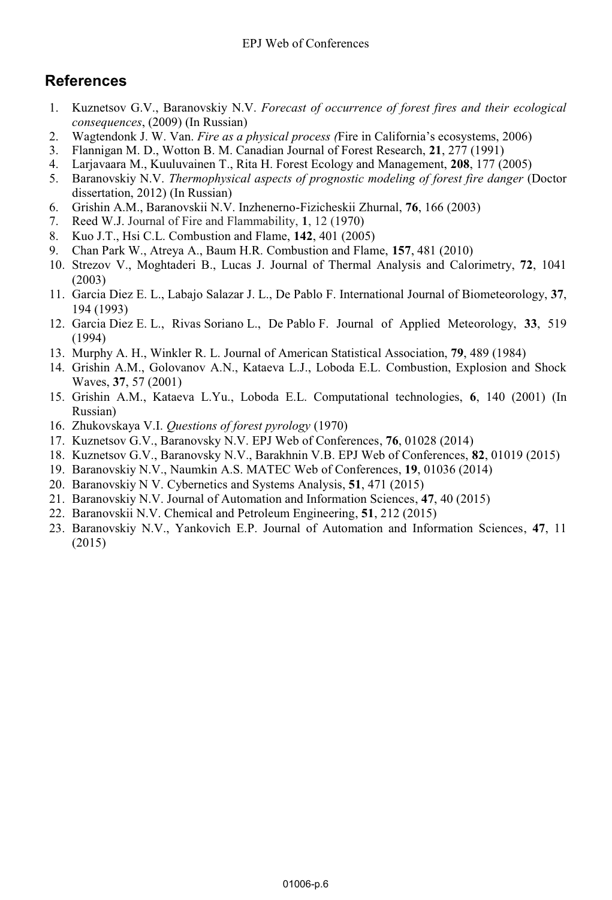## References

1. Kuznetsov G.V., Baranovskiy N.V. *Forecast of occurrence of forest fires and their ecological consequences*, (2009) (In Russian)
2. Wagtendonk J. W. Van. *Fire as a physical process (*Fire in California's ecosystems, 2006)
3. Flannigan M. D., Wotton B. M. Canadian Journal of Forest Research, **21**, 277 (1991)
4. Larjavaara M., Kuuluvainen T., Rita H. Forest Ecology and Management, **208**, 177 (2005)
5. Baranovskiy N.V. *Thermophysical aspects of prognostic modeling of forest fire danger* (Doctor dissertation, 2012) (In Russian)
6. Grishin A.M., Baranovskii N.V. Inzhenerno-Fizicheskii Zhurnal, **76**, 166 (2003)
7. Reed W.J. Journal of Fire and Flammability, **1**, 12 (1970)
8. Kuo J.T., Hsi C.L. Combustion and Flame, **142**, 401 (2005)
9. Chan Park W., Atreya A., Baum H.R. Combustion and Flame, **157**, 481 (2010)
10. Strezov V., Moghtaderi B., Lucas J. Journal of Thermal Analysis and Calorimetry, **72**, 1041 (2003)
11. Garcia Diez E. L., Labajo Salazar J. L., De Pablo F. International Journal of Biometeorology, **37**, 194 (1993)
12. Garcia Diez E. L., Rivas Soriano L., De Pablo F. Journal of Applied Meteorology, **33**, 519 (1994)
13. Murphy A. H., Winkler R. L. Journal of American Statistical Association, **79**, 489 (1984)
14. Grishin A.M., Golovanov A.N., Kataeva L.J., Loboda E.L. Combustion, Explosion and Shock Waves, **37**, 57 (2001)
15. Grishin A.M., Kataeva L.Yu., Loboda E.L. Computational technologies, **6**, 140 (2001) (In Russian)
16. Zhukovskaya V.I. *Questions of forest pyrology* (1970)
17. Kuznetsov G.V., Baranovsky N.V. EPJ Web of Conferences, **76**, 01028 (2014)
18. Kuznetsov G.V., Baranovsky N.V., Barakhnin V.B. EPJ Web of Conferences, **82**, 01019 (2015)
19. Baranovskiy N.V., Naumkin A.S. MATEC Web of Conferences, **19**, 01036 (2014)
20. Baranovskiy N V. Cybernetics and Systems Analysis, **51**, 471 (2015)
21. Baranovskiy N.V. Journal of Automation and Information Sciences, **47**, 40 (2015)
22. Baranovskii N.V. Chemical and Petroleum Engineering, **51**, 212 (2015)
23. Baranovskiy N.V., Yankovich E.P. Journal of Automation and Information Sciences, **47**, 11 (2015)